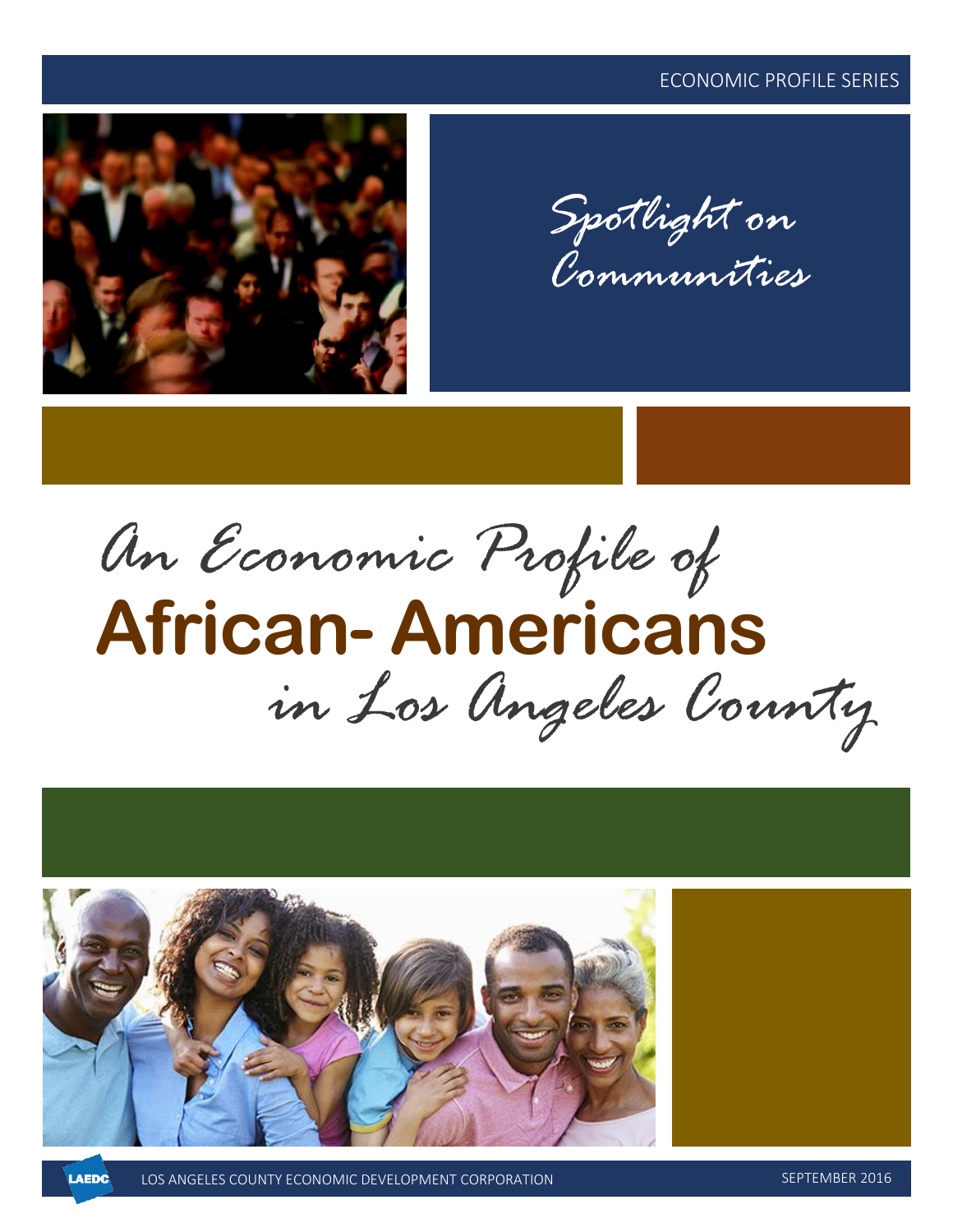ECONOMIC PROFILE SERIES

*Spotlight on Communities*

# *An Economic Profile of* **African- Americans** *in Los Angeles County*

LAEDC

LOS ANGELES COUNTY ECONOMIC DEVELOPMENT CORPORATION

SEPTEMBER 2016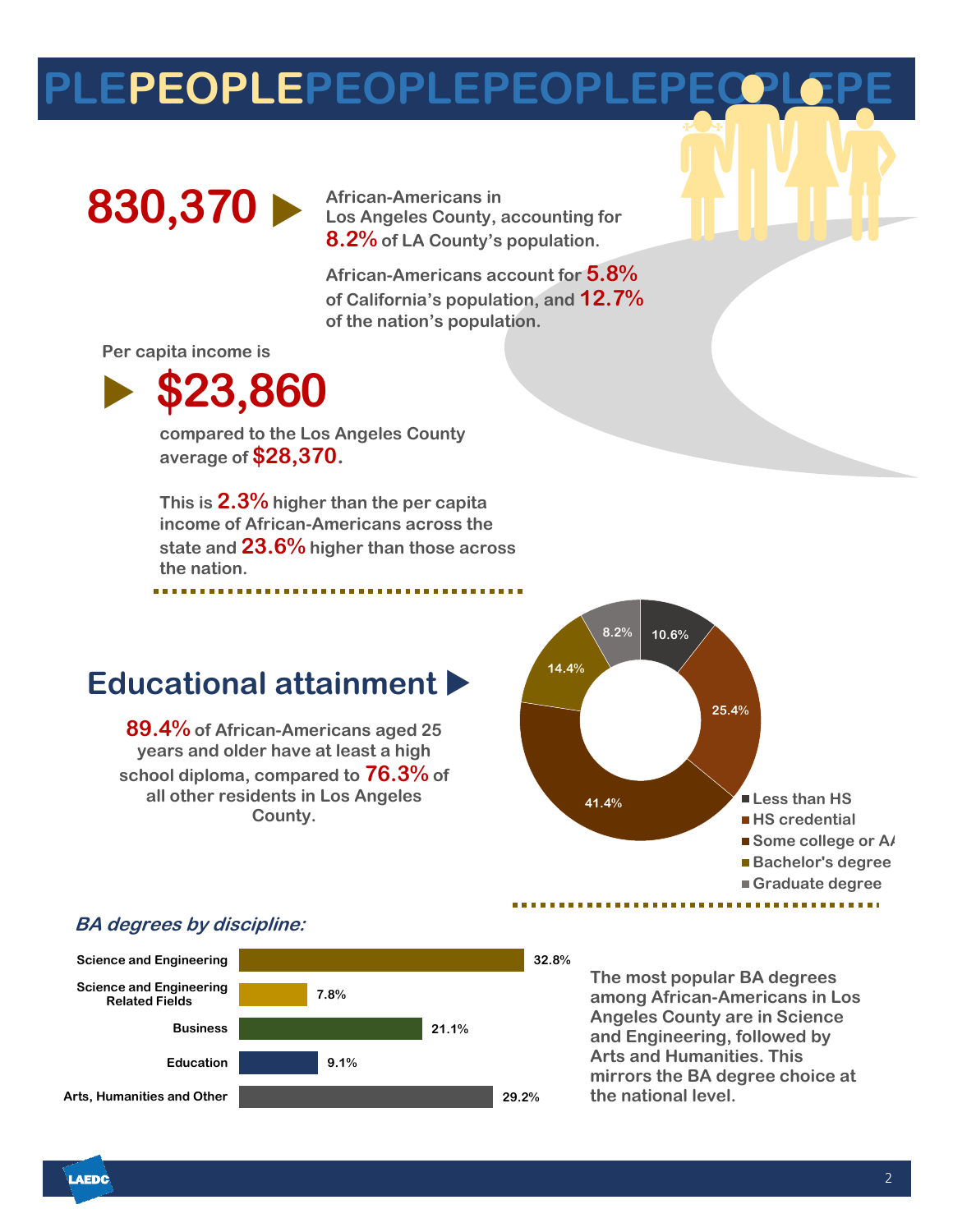# PEOPLE

**830,370** African-Americans in Los Angeles County, accounting for **8.2%** of LA County's population.

African-Americans account for **5.8%** of California's population, and **12.7%** of the nation's population.

Per capita income is

**$23,860**

compared to the Los Angeles County average of **$28,370**.

This is **2.3%** higher than the per capita income of African-Americans across the state and **23.6%** higher than those across the nation.

## Educational attainment

**89.4%** of African-Americans aged 25 years and older have at least a high school diploma, compared to **76.3%** of all other residents in Los Angeles County.

| Educational attainment | Share |
|---|---|
| Less than HS | 10.6% |
| HS credential | 25.4% |
| Some college or AA | 41.4% |
| Bachelor's degree | 14.4% |
| Graduate degree | 8.2% |

### *BA degrees by discipline:*

| Discipline | Share |
|---|---|
| Science and Engineering | 32.8% |
| Science and Engineering Related Fields | 7.8% |
| Business | 21.1% |
| Education | 9.1% |
| Arts, Humanities and Other | 29.2% |

The most popular BA degrees among African-Americans in Los Angeles County are in Science and Engineering, followed by Arts and Humanities. This mirrors the BA degree choice at the national level.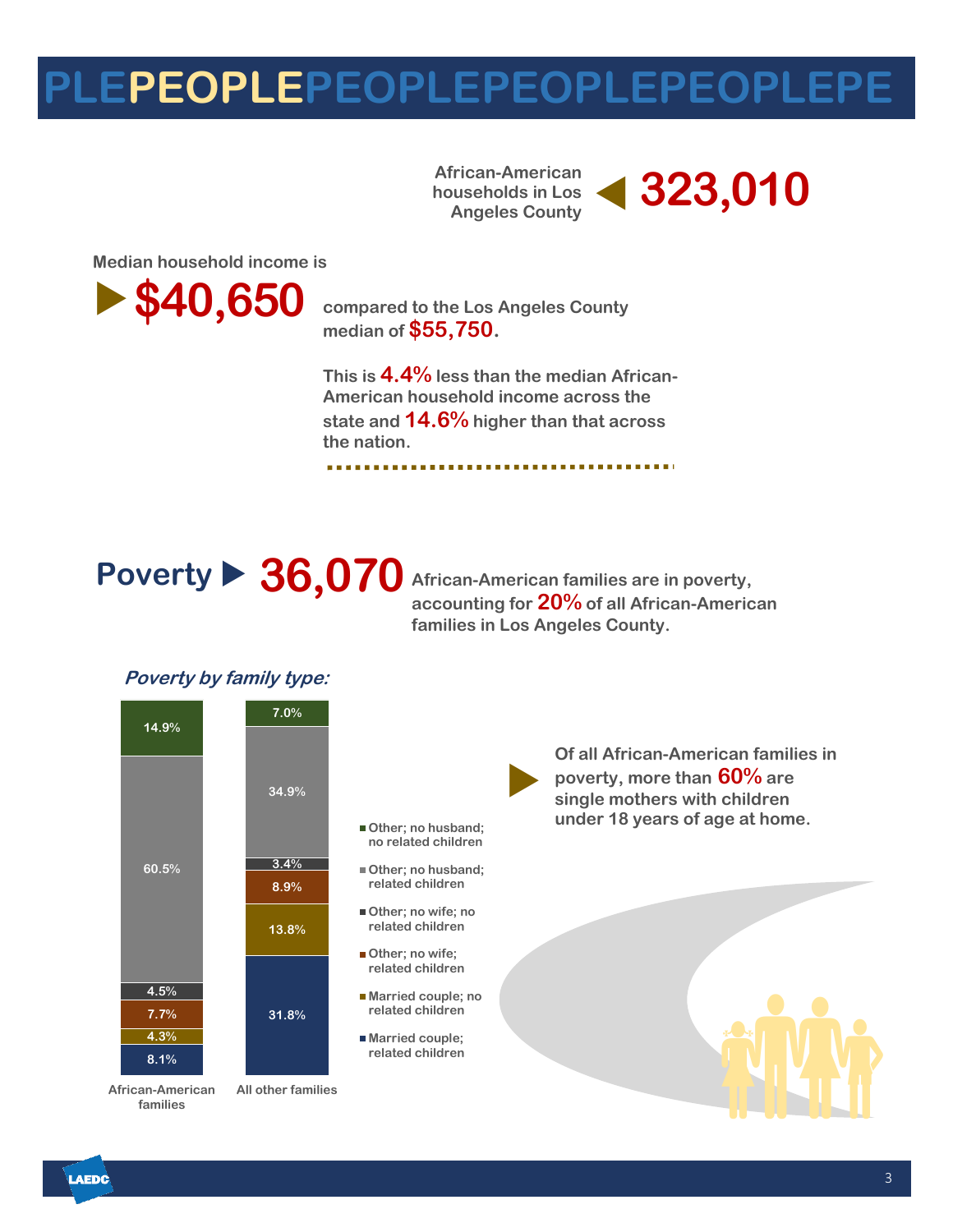# PLEPEOPLEPEOPLEPEOPLEPEOPLEPE

African-American households in Los Angeles County **323,010**

Median household income is

**$40,650** compared to the Los Angeles County median of **$55,750**.

This is **4.4%** less than the median African-American household income across the state and **14.6%** higher than that across the nation.

## Poverty ▶ 36,070

African-American families are in poverty, accounting for **20%** of all African-American families in Los Angeles County.

### *Poverty by family type:*

| Family type | African-American families | All other families |
| --- | --- | --- |
| Other; no husband; no related children | 14.9% | 7.0% |
| Other; no husband; related children | 60.5% | 34.9% |
| Other; no wife; no related children | 4.5% | 3.4% |
| Other; no wife; related children | 7.7% | 8.9% |
| Married couple; no related children | 4.3% | 13.8% |
| Married couple; related children | 8.1% | 31.8% |

Of all African-American families in poverty, more than **60%** are single mothers with children under 18 years of age at home.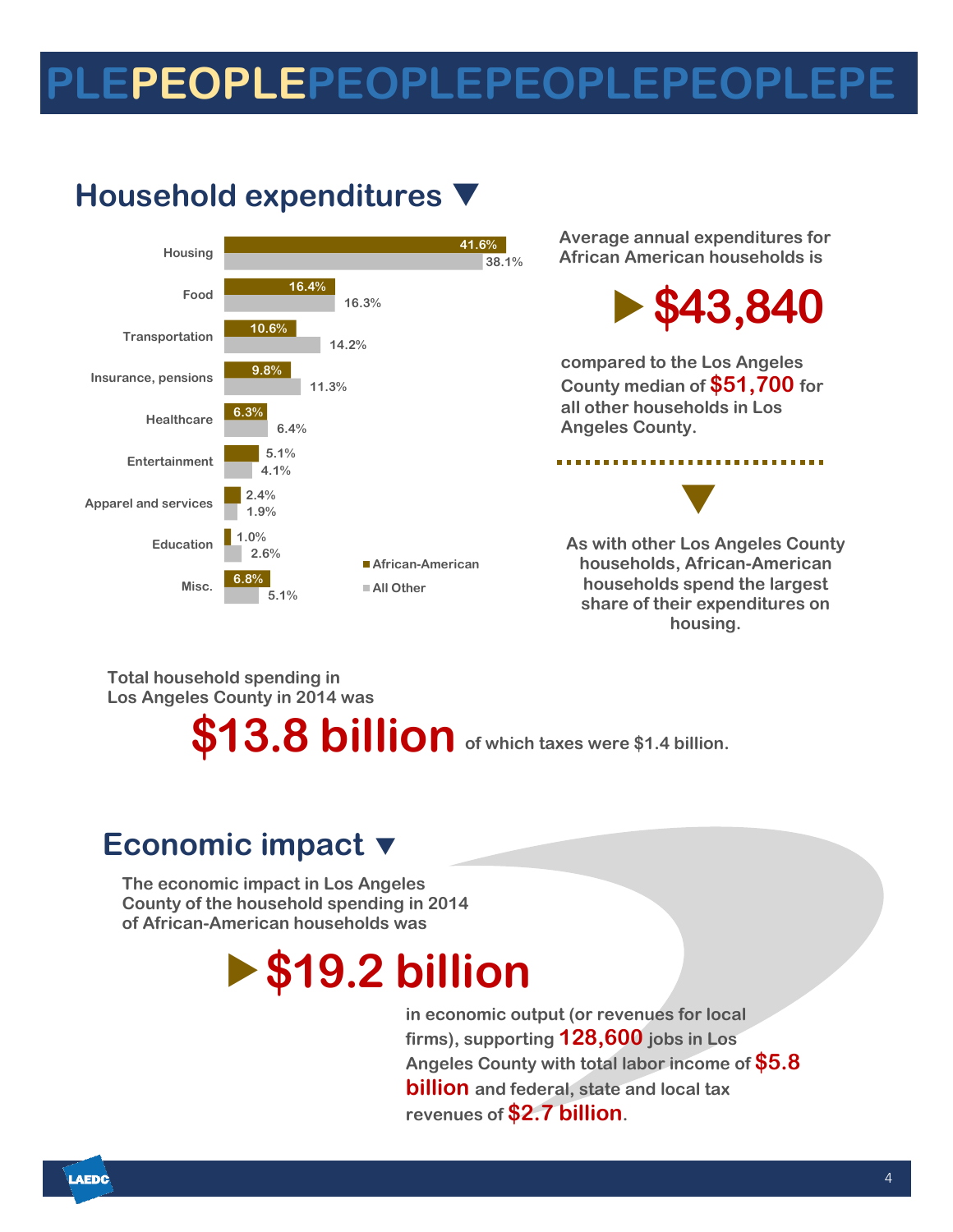# PLEPEOPLEPEOPLEPEOPLEPEOPLEPE

## Household expenditures ▼

| Category | African-American | All Other |
|---|---|---|
| Housing | 41.6% | 38.1% |
| Food | 16.4% | 16.3% |
| Transportation | 10.6% | 14.2% |
| Insurance, pensions | 9.8% | 11.3% |
| Healthcare | 6.3% | 6.4% |
| Entertainment | 5.1% | 4.1% |
| Apparel and services | 2.4% | 1.9% |
| Education | 1.0% | 2.6% |
| Misc. | 6.8% | 5.1% |

Average annual expenditures for African American households is

**▶ $43,840**

compared to the Los Angeles County median of **$51,700** for all other households in Los Angeles County.

As with other Los Angeles County households, African-American households spend the largest share of their expenditures on housing.

Total household spending in Los Angeles County in 2014 was

**$13.8 billion** of which taxes were $1.4 billion.

## Economic impact ▼

The economic impact in Los Angeles County of the household spending in 2014 of African-American households was

**▶ $19.2 billion**

in economic output (or revenues for local firms), supporting **128,600** jobs in Los Angeles County with total labor income of **$5.8 billion** and federal, state and local tax revenues of **$2.7 billion**.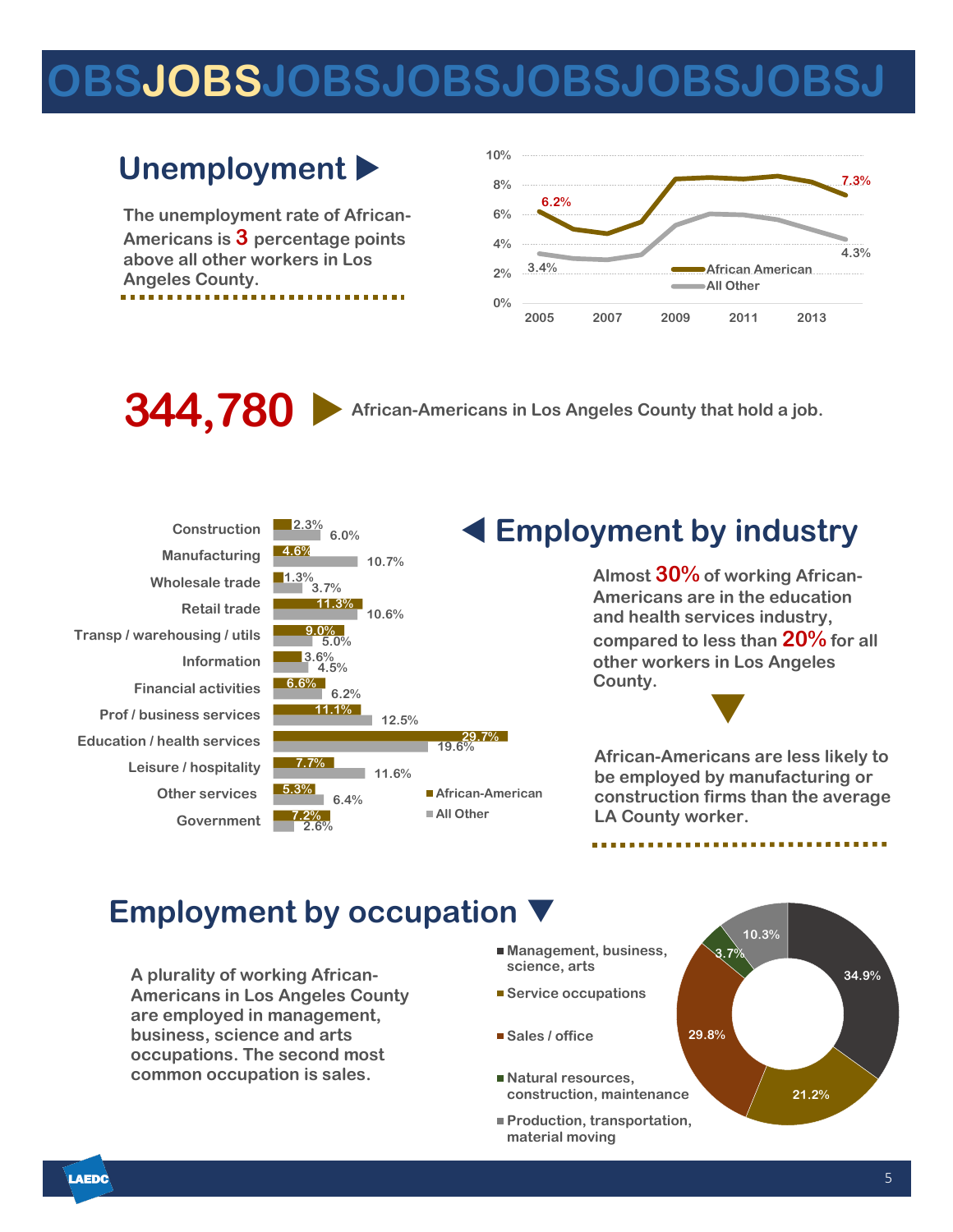# OBSJOBSJOBSJOBSJOBSJOBSJOBSJ

## Unemployment ▶

The unemployment rate of African-Americans is **3** percentage points above all other workers in Los Angeles County.

| Year | African American | All Other |
|---|---|---|
| 2005 | 6.2% | 3.4% |
| 2014 | 7.3% | 4.3% |

**344,780** ▶ African-Americans in Los Angeles County that hold a job.

## ◀ Employment by industry

| Industry | African-American | All Other |
|---|---|---|
| Construction | 2.3% | 6.0% |
| Manufacturing | 4.6% | 10.7% |
| Wholesale trade | 1.3% | 3.7% |
| Retail trade | 11.3% | 10.6% |
| Transp / warehousing / utils | 9.0% | 5.0% |
| Information | 3.6% | 4.5% |
| Financial activities | 6.6% | 6.2% |
| Prof / business services | 11.1% | 12.5% |
| Education / health services | 29.7% | 19.6% |
| Leisure / hospitality | 7.7% | 11.6% |
| Other services | 5.3% | 6.4% |
| Government | 7.2% | 2.6% |

Almost **30%** of working African-Americans are in the education and health services industry, compared to less than **20%** for all other workers in Los Angeles County.

African-Americans are less likely to be employed by manufacturing or construction firms than the average LA County worker.

## Employment by occupation ▼

A plurality of working African-Americans in Los Angeles County are employed in management, business, science and arts occupations. The second most common occupation is sales.

| Occupation | Share |
|---|---|
| Management, business, science, arts | 34.9% |
| Service occupations | 21.2% |
| Sales / office | 29.8% |
| Natural resources, construction, maintenance | 3.7% |
| Production, transportation, material moving | 10.3% |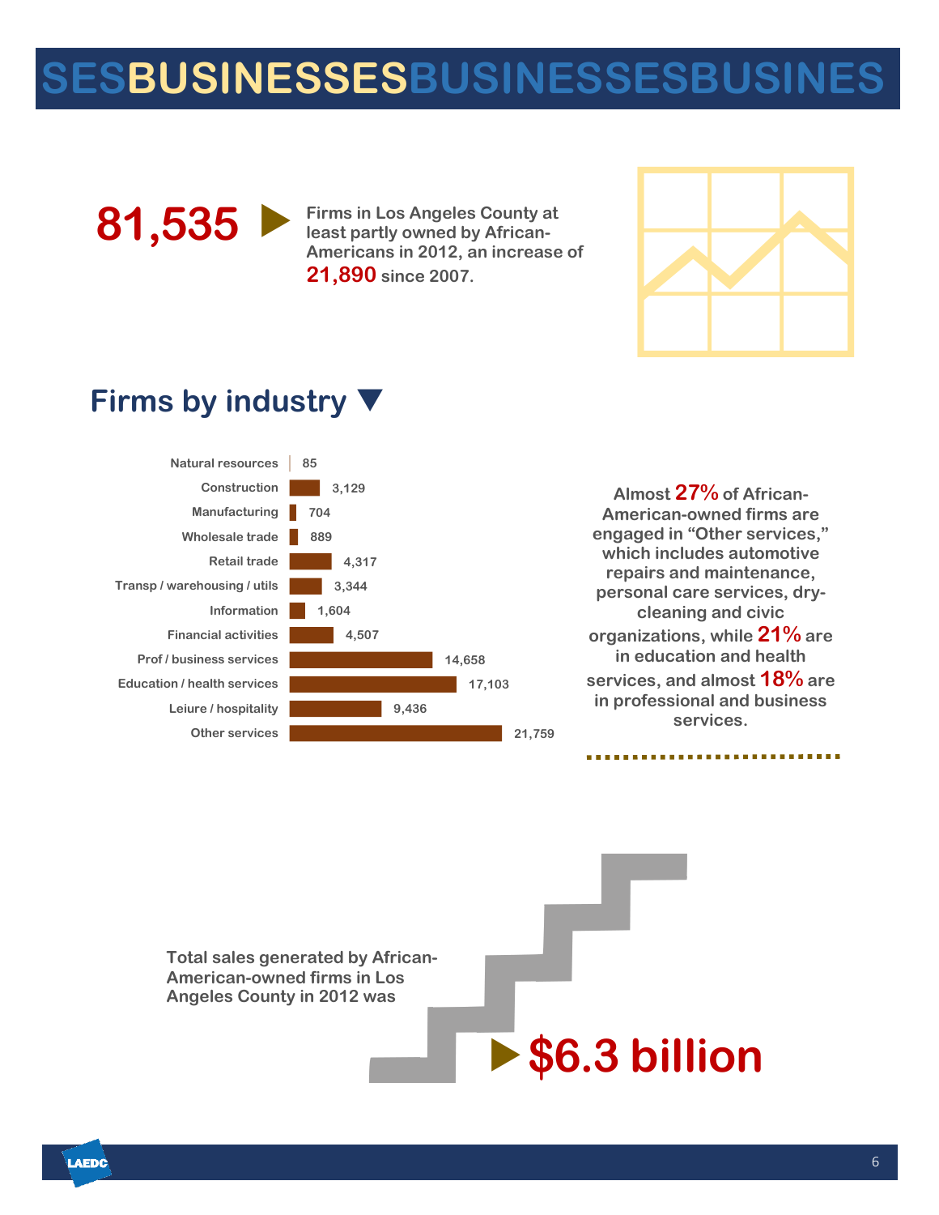# BUSINESSES

**81,535** ▶ Firms in Los Angeles County at least partly owned by African-Americans in 2012, an increase of **21,890** since 2007.

## Firms by industry ▼

| Industry | Firms |
| --- | --- |
| Natural resources | 85 |
| Construction | 3,129 |
| Manufacturing | 704 |
| Wholesale trade | 889 |
| Retail trade | 4,317 |
| Transp / warehousing / utils | 3,344 |
| Information | 1,604 |
| Financial activities | 4,507 |
| Prof / business services | 14,658 |
| Education / health services | 17,103 |
| Leiure / hospitality | 9,436 |
| Other services | 21,759 |

Almost **27%** of African-American-owned firms are engaged in "Other services," which includes automotive repairs and maintenance, personal care services, dry-cleaning and civic organizations, while **21%** are in education and health services, and almost **18%** are in professional and business services.

Total sales generated by African-American-owned firms in Los Angeles County in 2012 was

▶ **$6.3 billion**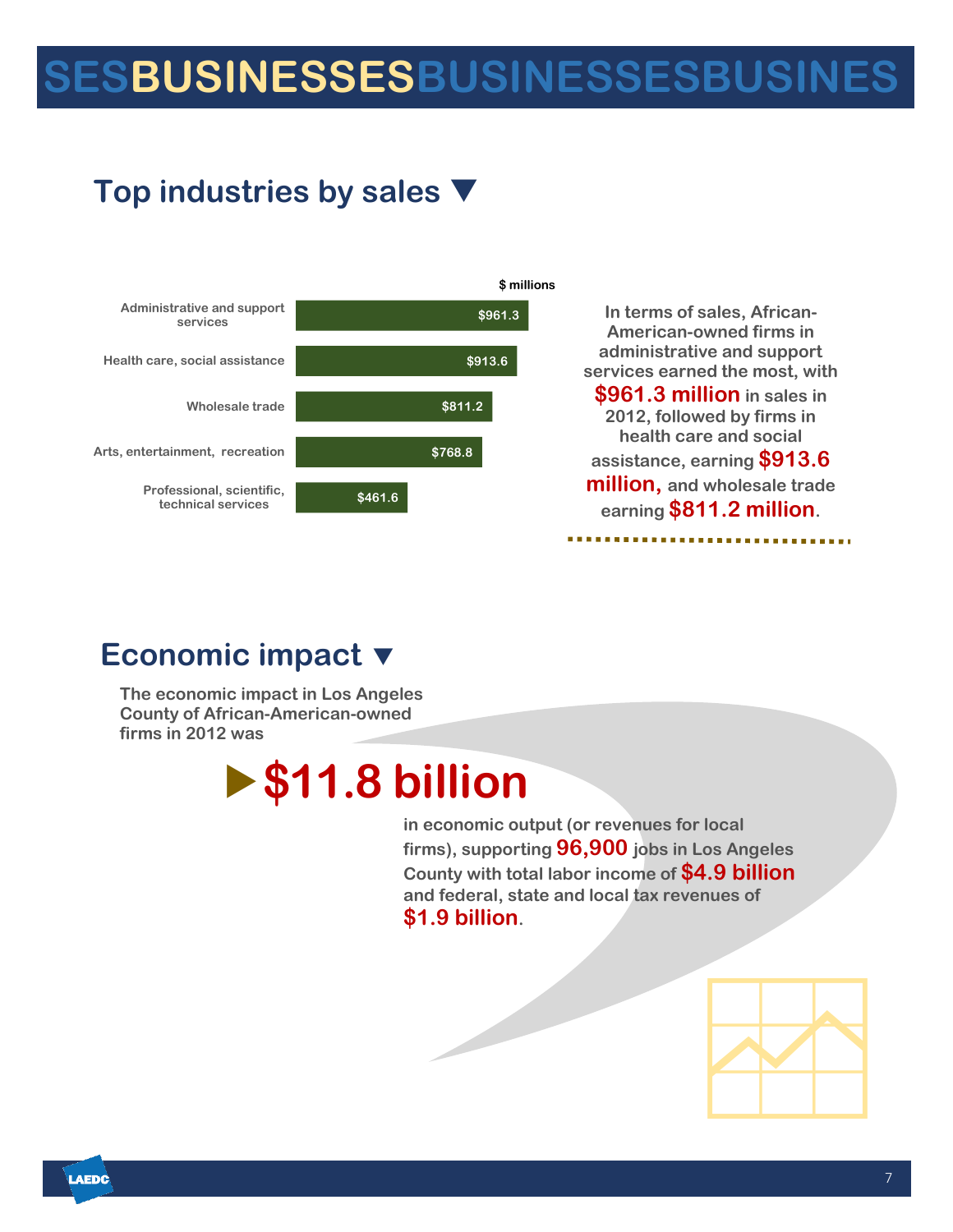# SESBUSINESSESBUSINESSESBUSINES

## Top industries by sales ▼

| Industry | $ millions |
| --- | --- |
| Administrative and support services | $961.3 |
| Health care, social assistance | $913.6 |
| Wholesale trade | $811.2 |
| Arts, entertainment, recreation | $768.8 |
| Professional, scientific, technical services | $461.6 |

In terms of sales, African-American-owned firms in administrative and support services earned the most, with **$961.3 million** in sales in 2012, followed by firms in health care and social assistance, earning **$913.6 million,** and wholesale trade earning **$811.2 million**.

## Economic impact ▼

The economic impact in Los Angeles County of African-American-owned firms in 2012 was

▶ **$11.8 billion**

in economic output (or revenues for local firms), supporting **96,900** jobs in Los Angeles County with total labor income of **$4.9 billion** and federal, state and local tax revenues of **$1.9 billion**.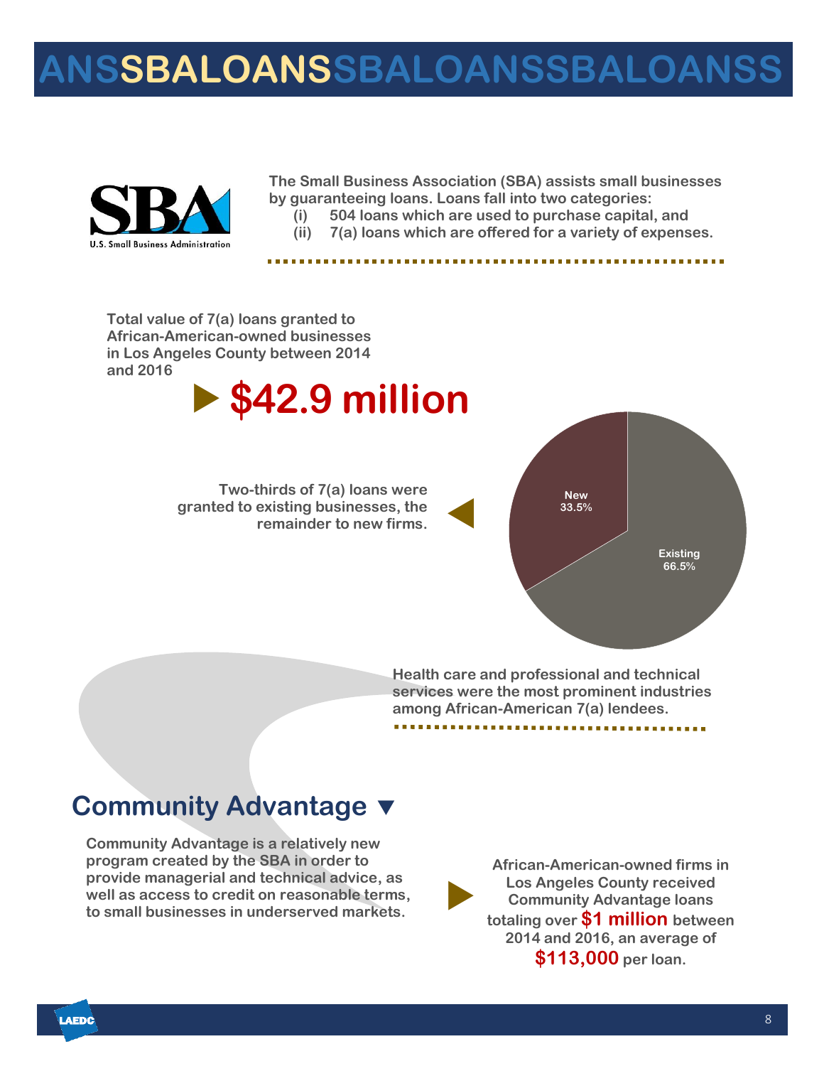# ANSSBALOANSSBALOANSSBALOANSS

U.S. Small Business Administration

The Small Business Association (SBA) assists small businesses by guaranteeing loans. Loans fall into two categories:

(i) 504 loans which are used to purchase capital, and
(ii) 7(a) loans which are offered for a variety of expenses.

Total value of 7(a) loans granted to African-American-owned businesses in Los Angeles County between 2014 and 2016

▶ **$42.9 million**

Two-thirds of 7(a) loans were granted to existing businesses, the remainder to new firms.

| | |
|---|---|
| New | 33.5% |
| Existing | 66.5% |

Health care and professional and technical services were the most prominent industries among African-American 7(a) lendees.

## Community Advantage ▼

Community Advantage is a relatively new program created by the SBA in order to provide managerial and technical advice, as well as access to credit on reasonable terms, to small businesses in underserved markets.

African-American-owned firms in Los Angeles County received Community Advantage loans totaling over **$1 million** between 2014 and 2016, an average of **$113,000** per loan.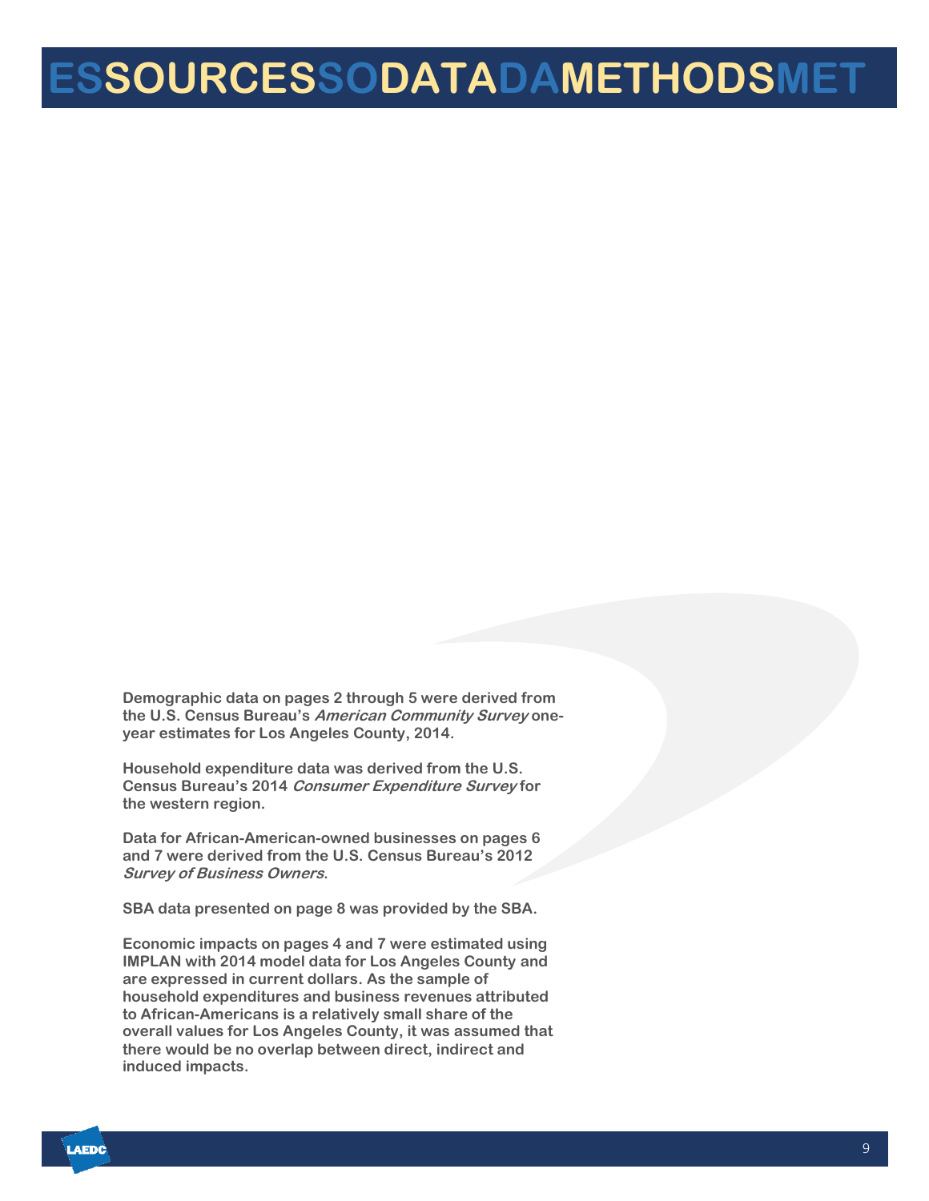# SOURCES DATA METHODS

Demographic data on pages 2 through 5 were derived from the U.S. Census Bureau's *American Community Survey* one-year estimates for Los Angeles County, 2014.

Household expenditure data was derived from the U.S. Census Bureau's 2014 *Consumer Expenditure Survey* for the western region.

Data for African-American-owned businesses on pages 6 and 7 were derived from the U.S. Census Bureau's 2012 *Survey of Business Owners*.

SBA data presented on page 8 was provided by the SBA.

Economic impacts on pages 4 and 7 were estimated using IMPLAN with 2014 model data for Los Angeles County and are expressed in current dollars. As the sample of household expenditures and business revenues attributed to African-Americans is a relatively small share of the overall values for Los Angeles County, it was assumed that there would be no overlap between direct, indirect and induced impacts.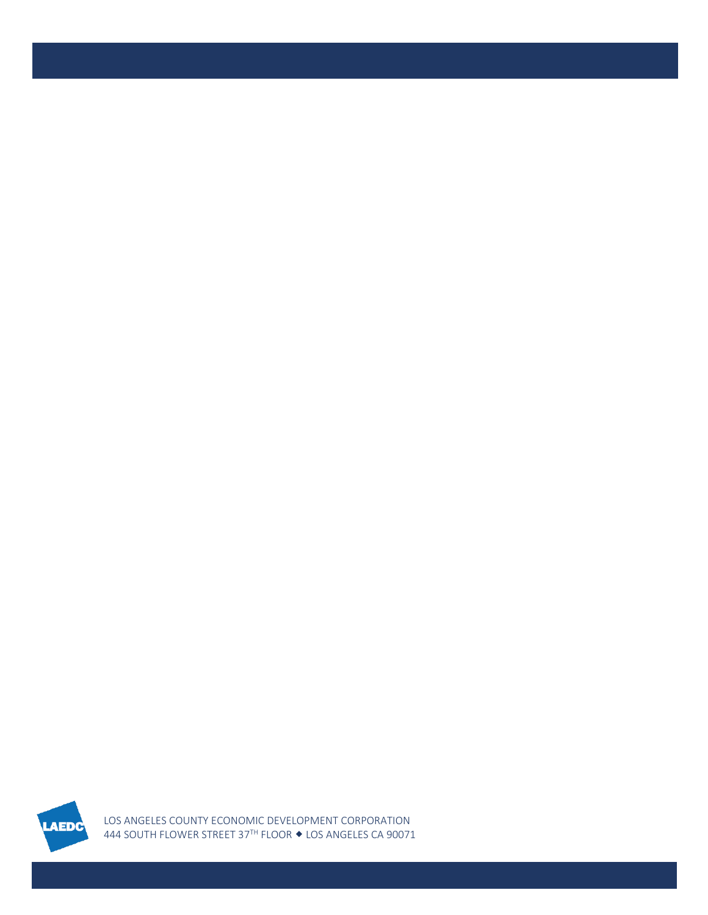LOS ANGELES COUNTY ECONOMIC DEVELOPMENT CORPORATION

444 SOUTH FLOWER STREET 37TH FLOOR ◆ LOS ANGELES CA 90071